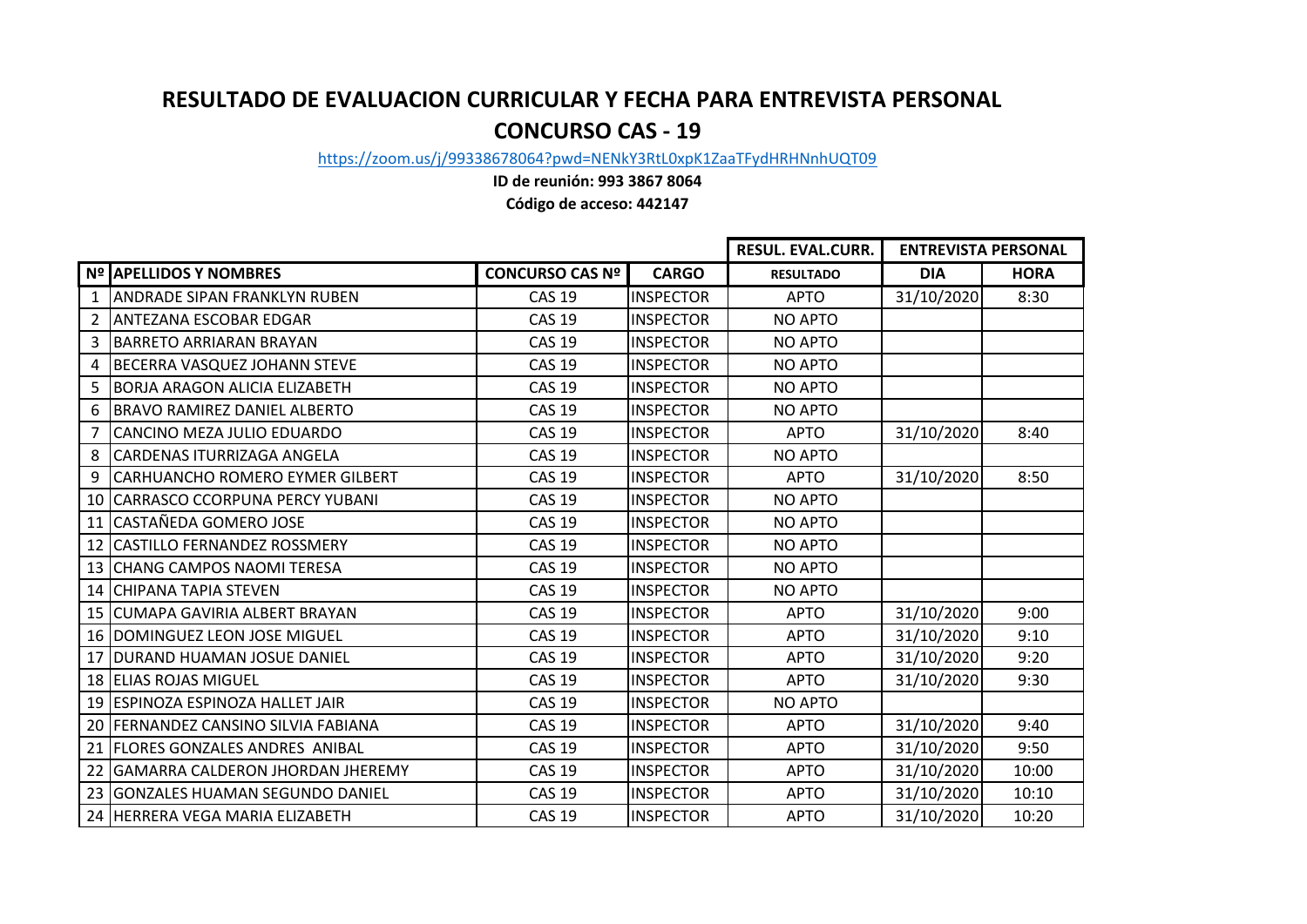# RESULTADO DE EVALUACION CURRICULAR Y FECHA PARA ENTREVISTA PERSONAL

## CONCURSO CAS - 19

https://zoom.us/j/99338678064?pwd=NENkY3RtL0xpK1ZaaTFydHRHNnhUQT09

**ID de reunión: 993 3867 8064**

**Código de acceso: 442147**

| | | | | RESUL. EVAL.CURR. | ENTREVISTA PERSONAL | |
|---|---|---|---|---|---|---|
| **Nº** | **APELLIDOS Y NOMBRES** | **CONCURSO CAS Nº** | **CARGO** | **RESULTADO** | **DIA** | **HORA** |
| 1 | ANDRADE SIPAN FRANKLYN RUBEN | CAS 19 | INSPECTOR | APTO | 31/10/2020 | 8:30 |
| 2 | ANTEZANA ESCOBAR EDGAR | CAS 19 | INSPECTOR | NO APTO | | |
| 3 | BARRETO ARRIARAN BRAYAN | CAS 19 | INSPECTOR | NO APTO | | |
| 4 | BECERRA VASQUEZ JOHANN STEVE | CAS 19 | INSPECTOR | NO APTO | | |
| 5 | BORJA ARAGON ALICIA ELIZABETH | CAS 19 | INSPECTOR | NO APTO | | |
| 6 | BRAVO RAMIREZ DANIEL ALBERTO | CAS 19 | INSPECTOR | NO APTO | | |
| 7 | CANCINO MEZA JULIO EDUARDO | CAS 19 | INSPECTOR | APTO | 31/10/2020 | 8:40 |
| 8 | CARDENAS ITURRIZAGA ANGELA | CAS 19 | INSPECTOR | NO APTO | | |
| 9 | CARHUANCHO ROMERO EYMER GILBERT | CAS 19 | INSPECTOR | APTO | 31/10/2020 | 8:50 |
| 10 | CARRASCO CCORPUNA PERCY YUBANI | CAS 19 | INSPECTOR | NO APTO | | |
| 11 | CASTAÑEDA GOMERO JOSE | CAS 19 | INSPECTOR | NO APTO | | |
| 12 | CASTILLO FERNANDEZ ROSSMERY | CAS 19 | INSPECTOR | NO APTO | | |
| 13 | CHANG CAMPOS NAOMI TERESA | CAS 19 | INSPECTOR | NO APTO | | |
| 14 | CHIPANA TAPIA STEVEN | CAS 19 | INSPECTOR | NO APTO | | |
| 15 | CUMAPA GAVIRIA ALBERT BRAYAN | CAS 19 | INSPECTOR | APTO | 31/10/2020 | 9:00 |
| 16 | DOMINGUEZ LEON JOSE MIGUEL | CAS 19 | INSPECTOR | APTO | 31/10/2020 | 9:10 |
| 17 | DURAND HUAMAN JOSUE DANIEL | CAS 19 | INSPECTOR | APTO | 31/10/2020 | 9:20 |
| 18 | ELIAS ROJAS MIGUEL | CAS 19 | INSPECTOR | APTO | 31/10/2020 | 9:30 |
| 19 | ESPINOZA ESPINOZA HALLET JAIR | CAS 19 | INSPECTOR | NO APTO | | |
| 20 | FERNANDEZ CANSINO SILVIA FABIANA | CAS 19 | INSPECTOR | APTO | 31/10/2020 | 9:40 |
| 21 | FLORES GONZALES ANDRES ANIBAL | CAS 19 | INSPECTOR | APTO | 31/10/2020 | 9:50 |
| 22 | GAMARRA CALDERON JHORDAN JHEREMY | CAS 19 | INSPECTOR | APTO | 31/10/2020 | 10:00 |
| 23 | GONZALES HUAMAN SEGUNDO DANIEL | CAS 19 | INSPECTOR | APTO | 31/10/2020 | 10:10 |
| 24 | HERRERA VEGA MARIA ELIZABETH | CAS 19 | INSPECTOR | APTO | 31/10/2020 | 10:20 |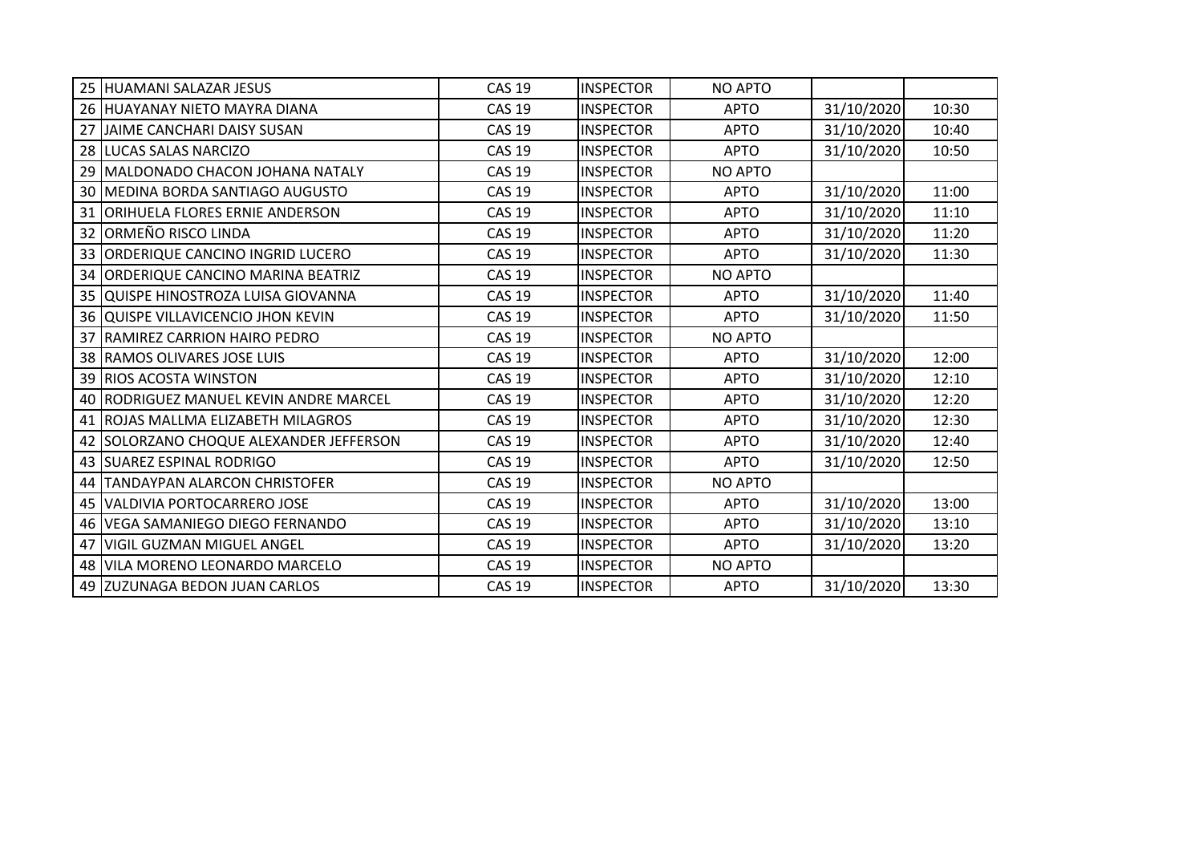| | | | | | | |
|---|---|---|---|---|---|---|
| 25 | HUAMANI SALAZAR JESUS | CAS 19 | INSPECTOR | NO APTO | | |
| 26 | HUAYANAY NIETO MAYRA DIANA | CAS 19 | INSPECTOR | APTO | 31/10/2020 | 10:30 |
| 27 | JAIME CANCHARI DAISY SUSAN | CAS 19 | INSPECTOR | APTO | 31/10/2020 | 10:40 |
| 28 | LUCAS SALAS NARCIZO | CAS 19 | INSPECTOR | APTO | 31/10/2020 | 10:50 |
| 29 | MALDONADO CHACON JOHANA NATALY | CAS 19 | INSPECTOR | NO APTO | | |
| 30 | MEDINA BORDA SANTIAGO AUGUSTO | CAS 19 | INSPECTOR | APTO | 31/10/2020 | 11:00 |
| 31 | ORIHUELA FLORES ERNIE ANDERSON | CAS 19 | INSPECTOR | APTO | 31/10/2020 | 11:10 |
| 32 | ORMEÑO RISCO LINDA | CAS 19 | INSPECTOR | APTO | 31/10/2020 | 11:20 |
| 33 | ORDERIQUE CANCINO INGRID LUCERO | CAS 19 | INSPECTOR | APTO | 31/10/2020 | 11:30 |
| 34 | ORDERIQUE CANCINO MARINA BEATRIZ | CAS 19 | INSPECTOR | NO APTO | | |
| 35 | QUISPE HINOSTROZA LUISA GIOVANNA | CAS 19 | INSPECTOR | APTO | 31/10/2020 | 11:40 |
| 36 | QUISPE VILLAVICENCIO JHON KEVIN | CAS 19 | INSPECTOR | APTO | 31/10/2020 | 11:50 |
| 37 | RAMIREZ CARRION HAIRO PEDRO | CAS 19 | INSPECTOR | NO APTO | | |
| 38 | RAMOS OLIVARES JOSE LUIS | CAS 19 | INSPECTOR | APTO | 31/10/2020 | 12:00 |
| 39 | RIOS ACOSTA WINSTON | CAS 19 | INSPECTOR | APTO | 31/10/2020 | 12:10 |
| 40 | RODRIGUEZ MANUEL KEVIN ANDRE MARCEL | CAS 19 | INSPECTOR | APTO | 31/10/2020 | 12:20 |
| 41 | ROJAS MALLMA ELIZABETH MILAGROS | CAS 19 | INSPECTOR | APTO | 31/10/2020 | 12:30 |
| 42 | SOLORZANO CHOQUE ALEXANDER JEFFERSON | CAS 19 | INSPECTOR | APTO | 31/10/2020 | 12:40 |
| 43 | SUAREZ ESPINAL RODRIGO | CAS 19 | INSPECTOR | APTO | 31/10/2020 | 12:50 |
| 44 | TANDAYPAN ALARCON CHRISTOFER | CAS 19 | INSPECTOR | NO APTO | | |
| 45 | VALDIVIA PORTOCARRERO JOSE | CAS 19 | INSPECTOR | APTO | 31/10/2020 | 13:00 |
| 46 | VEGA SAMANIEGO DIEGO FERNANDO | CAS 19 | INSPECTOR | APTO | 31/10/2020 | 13:10 |
| 47 | VIGIL GUZMAN MIGUEL ANGEL | CAS 19 | INSPECTOR | APTO | 31/10/2020 | 13:20 |
| 48 | VILA MORENO LEONARDO MARCELO | CAS 19 | INSPECTOR | NO APTO | | |
| 49 | ZUZUNAGA BEDON JUAN CARLOS | CAS 19 | INSPECTOR | APTO | 31/10/2020 | 13:30 |